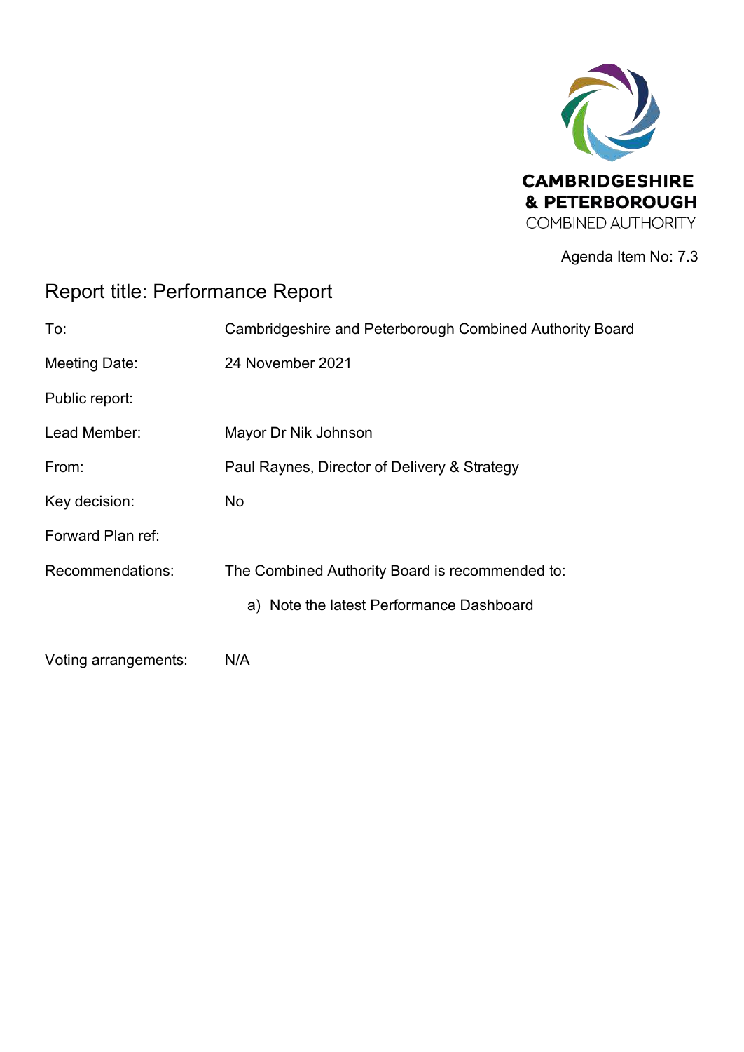CAMBRIDGESHIRE
& PETERBOROUGH
COMBINED AUTHORITY

Agenda Item No: 7.3

# Report title: Performance Report

| | |
|---|---|
| To: | Cambridgeshire and Peterborough Combined Authority Board |
| Meeting Date: | 24 November 2021 |
| Public report: | |
| Lead Member: | Mayor Dr Nik Johnson |
| From: | Paul Raynes, Director of Delivery & Strategy |
| Key decision: | No |
| Forward Plan ref: | |
| Recommendations: | The Combined Authority Board is recommended to:<br>a) Note the latest Performance Dashboard |
| Voting arrangements: | N/A |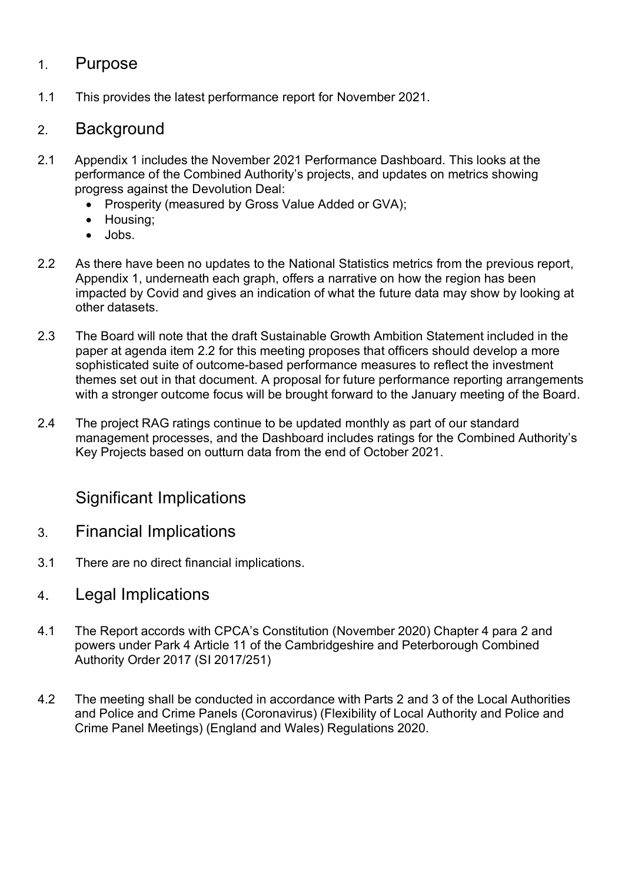## 1. Purpose

1.1 This provides the latest performance report for November 2021.

## 2. Background

2.1 Appendix 1 includes the November 2021 Performance Dashboard. This looks at the performance of the Combined Authority's projects, and updates on metrics showing progress against the Devolution Deal:

- Prosperity (measured by Gross Value Added or GVA);
- Housing;
- Jobs.

2.2 As there have been no updates to the National Statistics metrics from the previous report, Appendix 1, underneath each graph, offers a narrative on how the region has been impacted by Covid and gives an indication of what the future data may show by looking at other datasets.

2.3 The Board will note that the draft Sustainable Growth Ambition Statement included in the paper at agenda item 2.2 for this meeting proposes that officers should develop a more sophisticated suite of outcome-based performance measures to reflect the investment themes set out in that document. A proposal for future performance reporting arrangements with a stronger outcome focus will be brought forward to the January meeting of the Board.

2.4 The project RAG ratings continue to be updated monthly as part of our standard management processes, and the Dashboard includes ratings for the Combined Authority's Key Projects based on outturn data from the end of October 2021.

## Significant Implications

## 3. Financial Implications

3.1 There are no direct financial implications.

## 4. Legal Implications

4.1 The Report accords with CPCA's Constitution (November 2020) Chapter 4 para 2 and powers under Park 4 Article 11 of the Cambridgeshire and Peterborough Combined Authority Order 2017 (SI 2017/251)

4.2 The meeting shall be conducted in accordance with Parts 2 and 3 of the Local Authorities and Police and Crime Panels (Coronavirus) (Flexibility of Local Authority and Police and Crime Panel Meetings) (England and Wales) Regulations 2020.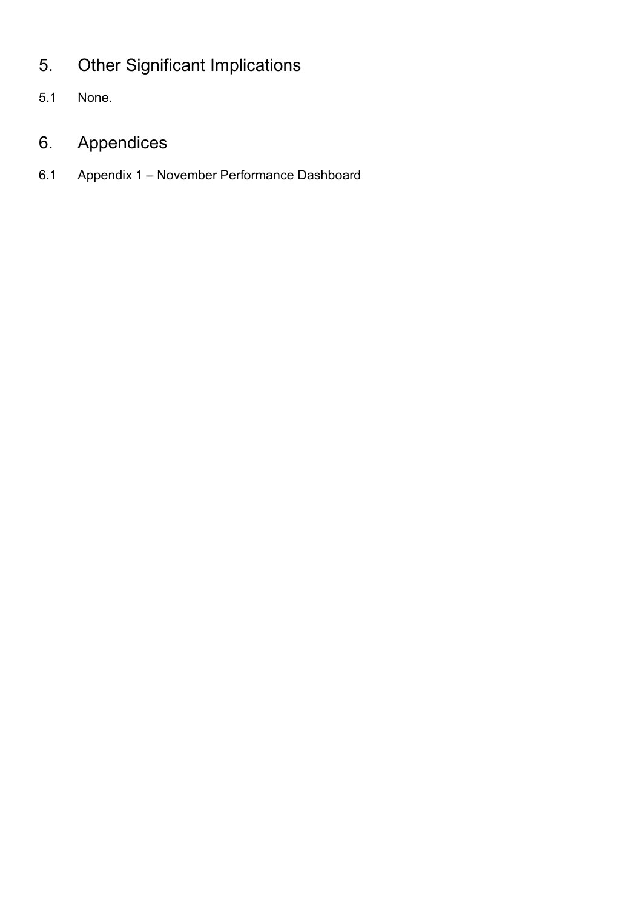## 5. Other Significant Implications

5.1 None.

## 6. Appendices

6.1 Appendix 1 – November Performance Dashboard